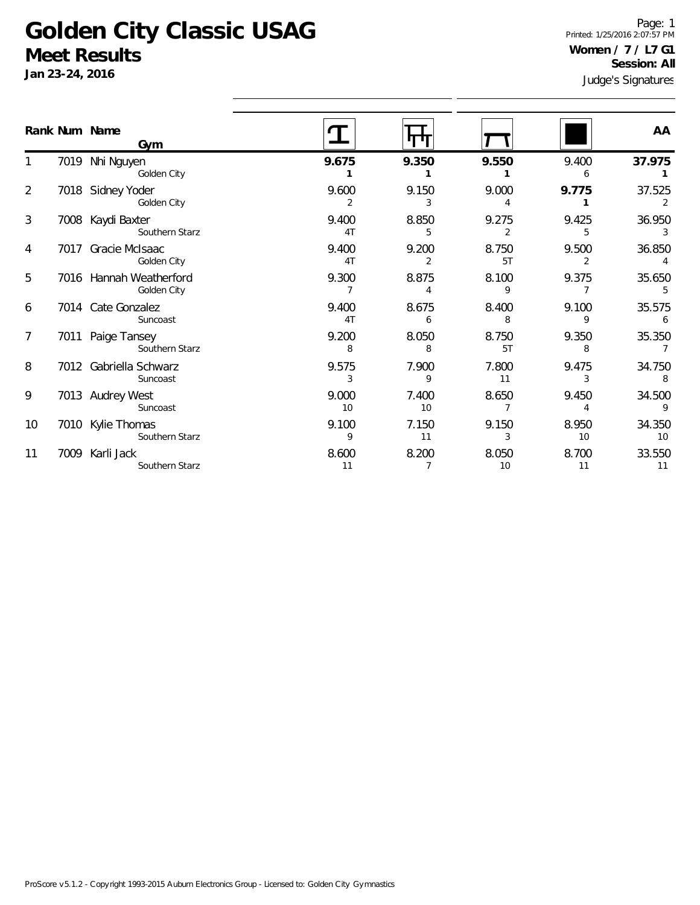# Golden City Classic USAG

## Meet Results

**Jan 23-24, 2016**

Printed: 1/25/2016 2:07:57 PM

**Women / 7 / L7 G1**

**Session: All**

Judge's Signatures

| Rank | Num | Name / Gym | Vault | Bars | Beam | Floor | AA |
|---|---|---|---|---|---|---|---|
| 1 | 7019 | Nhi Nguyen<br>Golden City | **9.675**<br>**1** | **9.350**<br>**1** | **9.550**<br>**1** | 9.400<br>6 | **37.975**<br>**1** |
| 2 | 7018 | Sidney Yoder<br>Golden City | 9.600<br>2 | 9.150<br>3 | 9.000<br>4 | **9.775**<br>**1** | 37.525<br>2 |
| 3 | 7008 | Kaydi Baxter<br>Southern Starz | 9.400<br>4T | 8.850<br>5 | 9.275<br>2 | 9.425<br>5 | 36.950<br>3 |
| 4 | 7017 | Gracie McIsaac<br>Golden City | 9.400<br>4T | 9.200<br>2 | 8.750<br>5T | 9.500<br>2 | 36.850<br>4 |
| 5 | 7016 | Hannah Weatherford<br>Golden City | 9.300<br>7 | 8.875<br>4 | 8.100<br>9 | 9.375<br>7 | 35.650<br>5 |
| 6 | 7014 | Cate Gonzalez<br>Suncoast | 9.400<br>4T | 8.675<br>6 | 8.400<br>8 | 9.100<br>9 | 35.575<br>6 |
| 7 | 7011 | Paige Tansey<br>Southern Starz | 9.200<br>8 | 8.050<br>8 | 8.750<br>5T | 9.350<br>8 | 35.350<br>7 |
| 8 | 7012 | Gabriella Schwarz<br>Suncoast | 9.575<br>3 | 7.900<br>9 | 7.800<br>11 | 9.475<br>3 | 34.750<br>8 |
| 9 | 7013 | Audrey West<br>Suncoast | 9.000<br>10 | 7.400<br>10 | 8.650<br>7 | 9.450<br>4 | 34.500<br>9 |
| 10 | 7010 | Kylie Thomas<br>Southern Starz | 9.100<br>9 | 7.150<br>11 | 9.150<br>3 | 8.950<br>10 | 34.350<br>10 |
| 11 | 7009 | Karli Jack<br>Southern Starz | 8.600<br>11 | 8.200<br>7 | 8.050<br>10 | 8.700<br>11 | 33.550<br>11 |

ProScore v5.1.2 - Copyright 1993-2015 Auburn Electronics Group - Licensed to: Golden City Gymnastics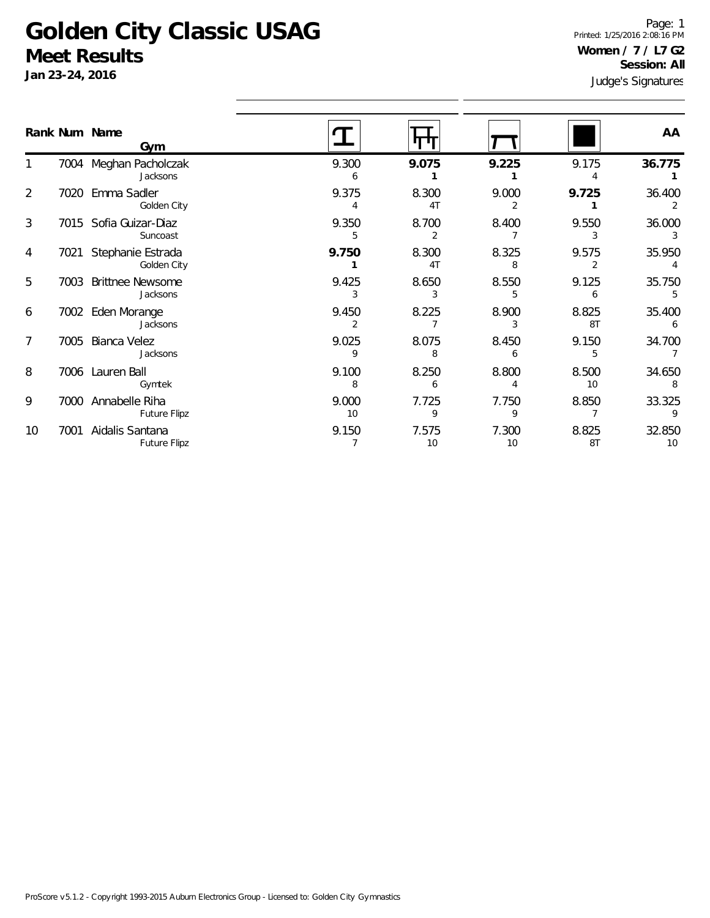# Golden City Classic USAG

## Meet Results

**Jan 23-24, 2016**

**Women / 7 / L7 G2**
**Session: All**
Judge's Signatures

| Rank | Num | Name / Gym | Vault | Bars | Beam | Floor | AA |
|---|---|---|---|---|---|---|---|
| 1 | 7004 | Meghan Pacholczak<br>Jacksons | 9.300<br>6 | **9.075**<br>**1** | **9.225**<br>**1** | 9.175<br>4 | **36.775**<br>**1** |
| 2 | 7020 | Emma Sadler<br>Golden City | 9.375<br>4 | 8.300<br>4T | 9.000<br>2 | **9.725**<br>**1** | 36.400<br>2 |
| 3 | 7015 | Sofia Guizar-Diaz<br>Suncoast | 9.350<br>5 | 8.700<br>2 | 8.400<br>7 | 9.550<br>3 | 36.000<br>3 |
| 4 | 7021 | Stephanie Estrada<br>Golden City | **9.750**<br>**1** | 8.300<br>4T | 8.325<br>8 | 9.575<br>2 | 35.950<br>4 |
| 5 | 7003 | Brittnee Newsome<br>Jacksons | 9.425<br>3 | 8.650<br>3 | 8.550<br>5 | 9.125<br>6 | 35.750<br>5 |
| 6 | 7002 | Eden Morange<br>Jacksons | 9.450<br>2 | 8.225<br>7 | 8.900<br>3 | 8.825<br>8T | 35.400<br>6 |
| 7 | 7005 | Bianca Velez<br>Jacksons | 9.025<br>9 | 8.075<br>8 | 8.450<br>6 | 9.150<br>5 | 34.700<br>7 |
| 8 | 7006 | Lauren Ball<br>Gymtek | 9.100<br>8 | 8.250<br>6 | 8.800<br>4 | 8.500<br>10 | 34.650<br>8 |
| 9 | 7000 | Annabelle Riha<br>Future Flipz | 9.000<br>10 | 7.725<br>9 | 7.750<br>9 | 8.850<br>7 | 33.325<br>9 |
| 10 | 7001 | Aidalis Santana<br>Future Flipz | 9.150<br>7 | 7.575<br>10 | 7.300<br>10 | 8.825<br>8T | 32.850<br>10 |

ProScore v5.1.2 - Copyright 1993-2015 Auburn Electronics Group - Licensed to: Golden City Gymnastics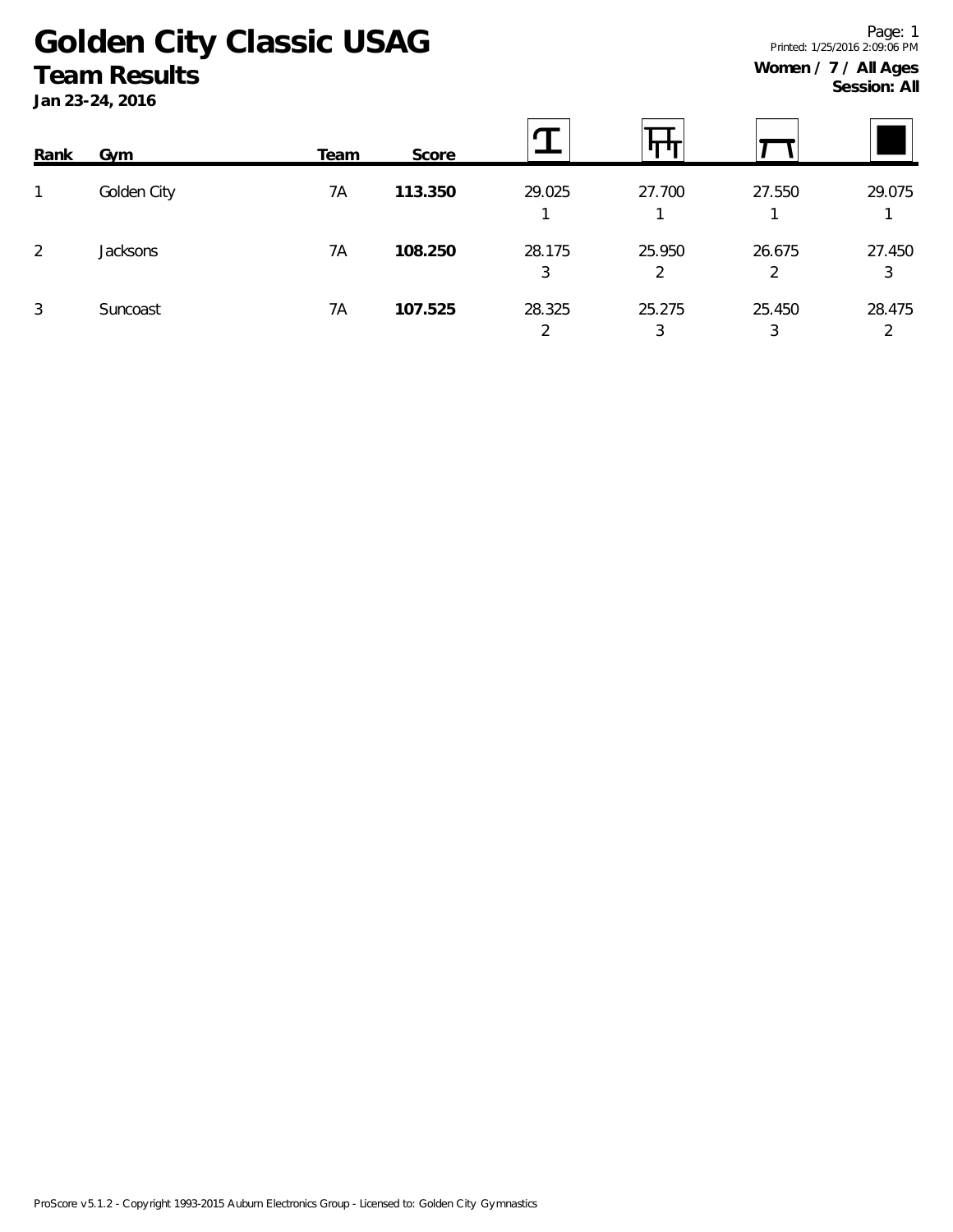# Golden City Classic USAG

## Team Results

**Jan 23-24, 2016**

Page: 1
Printed: 1/25/2016 2:09:06 PM

**Women / 7 / All Ages**
**Session: All**

| Rank | Gym | Team | Score | Vault | Bars | Beam | Floor |
|---|---|---|---|---|---|---|---|
| 1 | Golden City | 7A | **113.350** | 29.025<br>1 | 27.700<br>1 | 27.550<br>1 | 29.075<br>1 |
| 2 | Jacksons | 7A | **108.250** | 28.175<br>3 | 25.950<br>2 | 26.675<br>2 | 27.450<br>3 |
| 3 | Suncoast | 7A | **107.525** | 28.325<br>2 | 25.275<br>3 | 25.450<br>3 | 28.475<br>2 |

ProScore v5.1.2 - Copyright 1993-2015 Auburn Electronics Group - Licensed to: Golden City Gymnastics